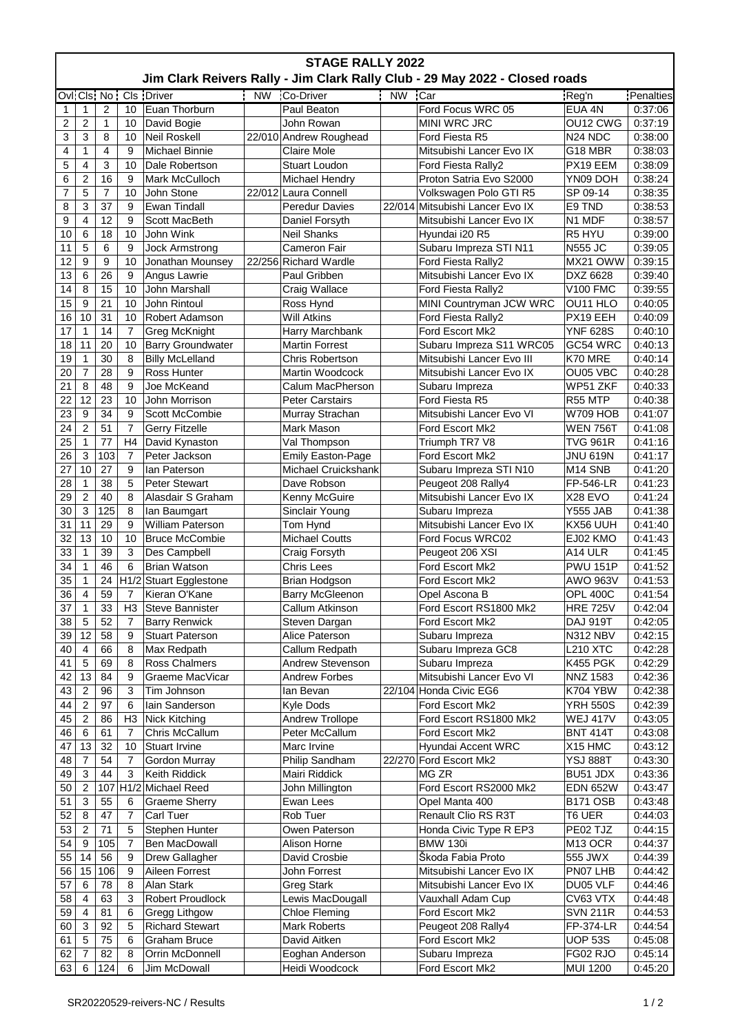# STAGE RALLY 2022

## Jim Clark Reivers Rally - Jim Clark Rally Club - 29 May 2022 - Closed roads

| Ovl | Cls | No | Cls | Driver | NW | Co-Driver | NW | Car | Reg'n | Penalties |
|---|---|---|---|---|---|---|---|---|---|---|
| 1 | 1 | 2 | 10 | Euan Thorburn | | Paul Beaton | | Ford Focus WRC 05 | EUA 4N | 0:37:06 |
| 2 | 2 | 1 | 10 | David Bogie | | John Rowan | | MINI WRC JRC | OU12 CWG | 0:37:19 |
| 3 | 3 | 8 | 10 | Neil Roskell | 22/010 | Andrew Roughead | | Ford Fiesta R5 | N24 NDC | 0:38:00 |
| 4 | 1 | 4 | 9 | Michael Binnie | | Claire Mole | | Mitsubishi Lancer Evo IX | G18 MBR | 0:38:03 |
| 5 | 4 | 3 | 10 | Dale Robertson | | Stuart Loudon | | Ford Fiesta Rally2 | PX19 EEM | 0:38:09 |
| 6 | 2 | 16 | 9 | Mark McCulloch | | Michael Hendry | | Proton Satria Evo S2000 | YN09 DOH | 0:38:24 |
| 7 | 5 | 7 | 10 | John Stone | 22/012 | Laura Connell | | Volkswagen Polo GTI R5 | SP 09-14 | 0:38:35 |
| 8 | 3 | 37 | 9 | Ewan Tindall | | Peredur Davies | 22/014 | Mitsubishi Lancer Evo IX | E9 TND | 0:38:53 |
| 9 | 4 | 12 | 9 | Scott MacBeth | | Daniel Forsyth | | Mitsubishi Lancer Evo IX | N1 MDF | 0:38:57 |
| 10 | 6 | 18 | 10 | John Wink | | Neil Shanks | | Hyundai i20 R5 | R5 HYU | 0:39:00 |
| 11 | 5 | 6 | 9 | Jock Armstrong | | Cameron Fair | | Subaru Impreza STI N11 | N555 JC | 0:39:05 |
| 12 | 9 | 9 | 10 | Jonathan Mounsey | 22/256 | Richard Wardle | | Ford Fiesta Rally2 | MX21 OWW | 0:39:15 |
| 13 | 6 | 26 | 9 | Angus Lawrie | | Paul Gribben | | Mitsubishi Lancer Evo IX | DXZ 6628 | 0:39:40 |
| 14 | 8 | 15 | 10 | John Marshall | | Craig Wallace | | Ford Fiesta Rally2 | V100 FMC | 0:39:55 |
| 15 | 9 | 21 | 10 | John Rintoul | | Ross Hynd | | MINI Countryman JCW WRC | OU11 HLO | 0:40:05 |
| 16 | 10 | 31 | 10 | Robert Adamson | | Will Atkins | | Ford Fiesta Rally2 | PX19 EEH | 0:40:09 |
| 17 | 1 | 14 | 7 | Greg McKnight | | Harry Marchbank | | Ford Escort Mk2 | YNF 628S | 0:40:10 |
| 18 | 11 | 20 | 10 | Barry Groundwater | | Martin Forrest | | Subaru Impreza S11 WRC05 | GC54 WRC | 0:40:13 |
| 19 | 1 | 30 | 8 | Billy McLelland | | Chris Robertson | | Mitsubishi Lancer Evo III | K70 MRE | 0:40:14 |
| 20 | 7 | 28 | 9 | Ross Hunter | | Martin Woodcock | | Mitsubishi Lancer Evo IX | OU05 VBC | 0:40:28 |
| 21 | 8 | 48 | 9 | Joe McKeand | | Calum MacPherson | | Subaru Impreza | WP51 ZKF | 0:40:33 |
| 22 | 12 | 23 | 10 | John Morrison | | Peter Carstairs | | Ford Fiesta R5 | R55 MTP | 0:40:38 |
| 23 | 9 | 34 | 9 | Scott McCombie | | Murray Strachan | | Mitsubishi Lancer Evo VI | W709 HOB | 0:41:07 |
| 24 | 2 | 51 | 7 | Gerry Fitzelle | | Mark Mason | | Ford Escort Mk2 | WEN 756T | 0:41:08 |
| 25 | 1 | 77 | H4 | David Kynaston | | Val Thompson | | Triumph TR7 V8 | TVG 961R | 0:41:16 |
| 26 | 3 | 103 | 7 | Peter Jackson | | Emily Easton-Page | | Ford Escort Mk2 | JNU 619N | 0:41:17 |
| 27 | 10 | 27 | 9 | Ian Paterson | | Michael Cruickshank | | Subaru Impreza STI N10 | M14 SNB | 0:41:20 |
| 28 | 1 | 38 | 5 | Peter Stewart | | Dave Robson | | Peugeot 208 Rally4 | FP-546-LR | 0:41:23 |
| 29 | 2 | 40 | 8 | Alasdair S Graham | | Kenny McGuire | | Mitsubishi Lancer Evo IX | X28 EVO | 0:41:24 |
| 30 | 3 | 125 | 8 | Ian Baumgart | | Sinclair Young | | Subaru Impreza | Y555 JAB | 0:41:38 |
| 31 | 11 | 29 | 9 | William Paterson | | Tom Hynd | | Mitsubishi Lancer Evo IX | KX56 UUH | 0:41:40 |
| 32 | 13 | 10 | 10 | Bruce McCombie | | Michael Coutts | | Ford Focus WRC02 | EJ02 KMO | 0:41:43 |
| 33 | 1 | 39 | 3 | Des Campbell | | Craig Forsyth | | Peugeot 206 XSI | A14 ULR | 0:41:45 |
| 34 | 1 | 46 | 6 | Brian Watson | | Chris Lees | | Ford Escort Mk2 | PWU 151P | 0:41:52 |
| 35 | 1 | 24 | H1/2 | Stuart Egglestone | | Brian Hodgson | | Ford Escort Mk2 | AWO 963V | 0:41:53 |
| 36 | 4 | 59 | 7 | Kieran O'Kane | | Barry McGleenon | | Opel Ascona B | OPL 400C | 0:41:54 |
| 37 | 1 | 33 | H3 | Steve Bannister | | Callum Atkinson | | Ford Escort RS1800 Mk2 | HRE 725V | 0:42:04 |
| 38 | 5 | 52 | 7 | Barry Renwick | | Steven Dargan | | Ford Escort Mk2 | DAJ 919T | 0:42:05 |
| 39 | 12 | 58 | 9 | Stuart Paterson | | Alice Paterson | | Subaru Impreza | N312 NBV | 0:42:15 |
| 40 | 4 | 66 | 8 | Max Redpath | | Callum Redpath | | Subaru Impreza GC8 | L210 XTC | 0:42:28 |
| 41 | 5 | 69 | 8 | Ross Chalmers | | Andrew Stevenson | | Subaru Impreza | K455 PGK | 0:42:29 |
| 42 | 13 | 84 | 9 | Graeme MacVicar | | Andrew Forbes | | Mitsubishi Lancer Evo VI | NNZ 1583 | 0:42:36 |
| 43 | 2 | 96 | 3 | Tim Johnson | | Ian Bevan | 22/104 | Honda Civic EG6 | K704 YBW | 0:42:38 |
| 44 | 2 | 97 | 6 | Iain Sanderson | | Kyle Dods | | Ford Escort Mk2 | YRH 550S | 0:42:39 |
| 45 | 2 | 86 | H3 | Nick Kitching | | Andrew Trollope | | Ford Escort RS1800 Mk2 | WEJ 417V | 0:43:05 |
| 46 | 6 | 61 | 7 | Chris McCallum | | Peter McCallum | | Ford Escort Mk2 | BNT 414T | 0:43:08 |
| 47 | 13 | 32 | 10 | Stuart Irvine | | Marc Irvine | | Hyundai Accent WRC | X15 HMC | 0:43:12 |
| 48 | 7 | 54 | 7 | Gordon Murray | | Philip Sandham | 22/270 | Ford Escort Mk2 | YSJ 888T | 0:43:30 |
| 49 | 3 | 44 | 3 | Keith Riddick | | Mairi Riddick | | MG ZR | BU51 JDX | 0:43:36 |
| 50 | 2 | 107 | H1/2 | Michael Reed | | John Millington | | Ford Escort RS2000 Mk2 | EDN 652W | 0:43:47 |
| 51 | 3 | 55 | 6 | Graeme Sherry | | Ewan Lees | | Opel Manta 400 | B171 OSB | 0:43:48 |
| 52 | 8 | 47 | 7 | Carl Tuer | | Rob Tuer | | Renault Clio RS R3T | T6 UER | 0:44:03 |
| 53 | 2 | 71 | 5 | Stephen Hunter | | Owen Paterson | | Honda Civic Type R EP3 | PE02 TJZ | 0:44:15 |
| 54 | 9 | 105 | 7 | Ben MacDowall | | Alison Horne | | BMW 130i | M13 OCR | 0:44:37 |
| 55 | 14 | 56 | 9 | Drew Gallagher | | David Crosbie | | Škoda Fabia Proto | 555 JWX | 0:44:39 |
| 56 | 15 | 106 | 9 | Aileen Forrest | | John Forrest | | Mitsubishi Lancer Evo IX | PN07 LHB | 0:44:42 |
| 57 | 6 | 78 | 8 | Alan Stark | | Greg Stark | | Mitsubishi Lancer Evo IX | DU05 VLF | 0:44:46 |
| 58 | 4 | 63 | 3 | Robert Proudlock | | Lewis MacDougall | | Vauxhall Adam Cup | CV63 VTX | 0:44:48 |
| 59 | 4 | 81 | 6 | Gregg Lithgow | | Chloe Fleming | | Ford Escort Mk2 | SVN 211R | 0:44:53 |
| 60 | 3 | 92 | 5 | Richard Stewart | | Mark Roberts | | Peugeot 208 Rally4 | FP-374-LR | 0:44:54 |
| 61 | 5 | 75 | 6 | Graham Bruce | | David Aitken | | Ford Escort Mk2 | UOP 53S | 0:45:08 |
| 62 | 7 | 82 | 8 | Orrin McDonnell | | Eoghan Anderson | | Subaru Impreza | FG02 RJO | 0:45:14 |
| 63 | 6 | 124 | 6 | Jim McDowall | | Heidi Woodcock | | Ford Escort Mk2 | MUI 1200 | 0:45:20 |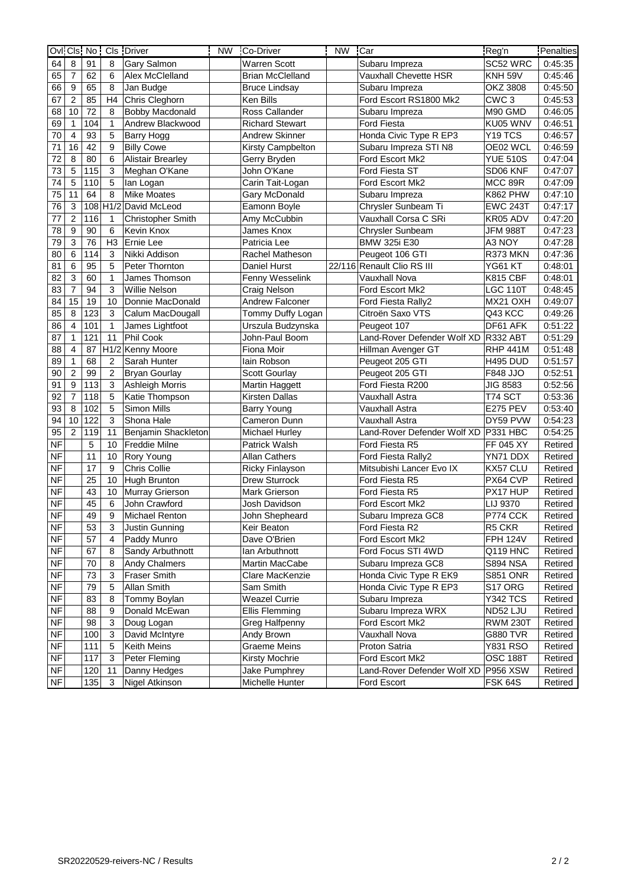| Ovl | Cls | No | Cls | Driver | NW | Co-Driver | NW | Car | Reg'n | Penalties |
|---|---|---|---|---|---|---|---|---|---|---|
| 64 | 8 | 91 | 8 | Gary Salmon | | Warren Scott | | Subaru Impreza | SC52 WRC | 0:45:35 |
| 65 | 7 | 62 | 6 | Alex McClelland | | Brian McClelland | | Vauxhall Chevette HSR | KNH 59V | 0:45:46 |
| 66 | 9 | 65 | 8 | Jan Budge | | Bruce Lindsay | | Subaru Impreza | OKZ 3808 | 0:45:50 |
| 67 | 2 | 85 | H4 | Chris Cleghorn | | Ken Bills | | Ford Escort RS1800 Mk2 | CWC 3 | 0:45:53 |
| 68 | 10 | 72 | 8 | Bobby Macdonald | | Ross Callander | | Subaru Impreza | M90 GMD | 0:46:05 |
| 69 | 1 | 104 | 1 | Andrew Blackwood | | Richard Stewart | | Ford Fiesta | KU05 WNV | 0:46:51 |
| 70 | 4 | 93 | 5 | Barry Hogg | | Andrew Skinner | | Honda Civic Type R EP3 | Y19 TCS | 0:46:57 |
| 71 | 16 | 42 | 9 | Billy Cowe | | Kirsty Campbelton | | Subaru Impreza STI N8 | OE02 WCL | 0:46:59 |
| 72 | 8 | 80 | 6 | Alistair Brearley | | Gerry Bryden | | Ford Escort Mk2 | YUE 510S | 0:47:04 |
| 73 | 5 | 115 | 3 | Meghan O'Kane | | John O'Kane | | Ford Fiesta ST | SD06 KNF | 0:47:07 |
| 74 | 5 | 110 | 5 | Ian Logan | | Carin Tait-Logan | | Ford Escort Mk2 | MCC 89R | 0:47:09 |
| 75 | 11 | 64 | 8 | Mike Moates | | Gary McDonald | | Subaru Impreza | K862 PHW | 0:47:10 |
| 76 | 3 | 108 | H1/2 | David McLeod | | Eamonn Boyle | | Chrysler Sunbeam Ti | EWC 243T | 0:47:17 |
| 77 | 2 | 116 | 1 | Christopher Smith | | Amy McCubbin | | Vauxhall Corsa C SRi | KR05 ADV | 0:47:20 |
| 78 | 9 | 90 | 6 | Kevin Knox | | James Knox | | Chrysler Sunbeam | JFM 988T | 0:47:23 |
| 79 | 3 | 76 | H3 | Ernie Lee | | Patricia Lee | | BMW 325i E30 | A3 NOY | 0:47:28 |
| 80 | 6 | 114 | 3 | Nikki Addison | | Rachel Matheson | | Peugeot 106 GTI | R373 MKN | 0:47:36 |
| 81 | 6 | 95 | 5 | Peter Thornton | | Daniel Hurst | 22/116 | Renault Clio RS III | YG61 KT | 0:48:01 |
| 82 | 3 | 60 | 1 | James Thomson | | Fenny Wesselink | | Vauxhall Nova | K815 CBF | 0:48:01 |
| 83 | 7 | 94 | 3 | Willie Nelson | | Craig Nelson | | Ford Escort Mk2 | LGC 110T | 0:48:45 |
| 84 | 15 | 19 | 10 | Donnie MacDonald | | Andrew Falconer | | Ford Fiesta Rally2 | MX21 OXH | 0:49:07 |
| 85 | 8 | 123 | 3 | Calum MacDougall | | Tommy Duffy Logan | | Citroën Saxo VTS | Q43 KCC | 0:49:26 |
| 86 | 4 | 101 | 1 | James Lightfoot | | Urszula Budzynska | | Peugeot 107 | DF61 AFK | 0:51:22 |
| 87 | 1 | 121 | 11 | Phil Cook | | John-Paul Boom | | Land-Rover Defender Wolf XD | R332 ABT | 0:51:29 |
| 88 | 4 | 87 | H1/2 | Kenny Moore | | Fiona Moir | | Hillman Avenger GT | RHP 441M | 0:51:48 |
| 89 | 1 | 68 | 2 | Sarah Hunter | | Iain Robson | | Peugeot 205 GTI | H495 DUD | 0:51:57 |
| 90 | 2 | 99 | 2 | Bryan Gourlay | | Scott Gourlay | | Peugeot 205 GTI | F848 JJO | 0:52:51 |
| 91 | 9 | 113 | 3 | Ashleigh Morris | | Martin Haggett | | Ford Fiesta R200 | JIG 8583 | 0:52:56 |
| 92 | 7 | 118 | 5 | Katie Thompson | | Kirsten Dallas | | Vauxhall Astra | T74 SCT | 0:53:36 |
| 93 | 8 | 102 | 5 | Simon Mills | | Barry Young | | Vauxhall Astra | E275 PEV | 0:53:40 |
| 94 | 10 | 122 | 3 | Shona Hale | | Cameron Dunn | | Vauxhall Astra | DY59 PVW | 0:54:23 |
| 95 | 2 | 119 | 11 | Benjamin Shackleton | | Michael Hurley | | Land-Rover Defender Wolf XD | P331 HBC | 0:54:25 |
| NF | | 5 | 10 | Freddie Milne | | Patrick Walsh | | Ford Fiesta R5 | FF 045 XY | Retired |
| NF | | 11 | 10 | Rory Young | | Allan Cathers | | Ford Fiesta Rally2 | YN71 DDX | Retired |
| NF | | 17 | 9 | Chris Collie | | Ricky Finlayson | | Mitsubishi Lancer Evo IX | KX57 CLU | Retired |
| NF | | 25 | 10 | Hugh Brunton | | Drew Sturrock | | Ford Fiesta R5 | PX64 CVP | Retired |
| NF | | 43 | 10 | Murray Grierson | | Mark Grierson | | Ford Fiesta R5 | PX17 HUP | Retired |
| NF | | 45 | 6 | John Crawford | | Josh Davidson | | Ford Escort Mk2 | LIJ 9370 | Retired |
| NF | | 49 | 9 | Michael Renton | | John Shepheard | | Subaru Impreza GC8 | P774 CCK | Retired |
| NF | | 53 | 3 | Justin Gunning | | Keir Beaton | | Ford Fiesta R2 | R5 CKR | Retired |
| NF | | 57 | 4 | Paddy Munro | | Dave O'Brien | | Ford Escort Mk2 | FPH 124V | Retired |
| NF | | 67 | 8 | Sandy Arbuthnott | | Ian Arbuthnott | | Ford Focus STI 4WD | Q119 HNC | Retired |
| NF | | 70 | 8 | Andy Chalmers | | Martin MacCabe | | Subaru Impreza GC8 | S894 NSA | Retired |
| NF | | 73 | 3 | Fraser Smith | | Clare MacKenzie | | Honda Civic Type R EK9 | S851 ONR | Retired |
| NF | | 79 | 5 | Allan Smith | | Sam Smith | | Honda Civic Type R EP3 | S17 ORG | Retired |
| NF | | 83 | 8 | Tommy Boylan | | Weazel Currie | | Subaru Impreza | Y342 TCS | Retired |
| NF | | 88 | 9 | Donald McEwan | | Ellis Flemming | | Subaru Impreza WRX | ND52 LJU | Retired |
| NF | | 98 | 3 | Doug Logan | | Greg Halfpenny | | Ford Escort Mk2 | RWM 230T | Retired |
| NF | | 100 | 3 | David McIntyre | | Andy Brown | | Vauxhall Nova | G880 TVR | Retired |
| NF | | 111 | 5 | Keith Meins | | Graeme Meins | | Proton Satria | Y831 RSO | Retired |
| NF | | 117 | 3 | Peter Fleming | | Kirsty Mochrie | | Ford Escort Mk2 | OSC 188T | Retired |
| NF | | 120 | 11 | Danny Hedges | | Jake Pumphrey | | Land-Rover Defender Wolf XD | P956 XSW | Retired |
| NF | | 135 | 3 | Nigel Atkinson | | Michelle Hunter | | Ford Escort | FSK 64S | Retired |

SR20220529-reivers-NC / Results